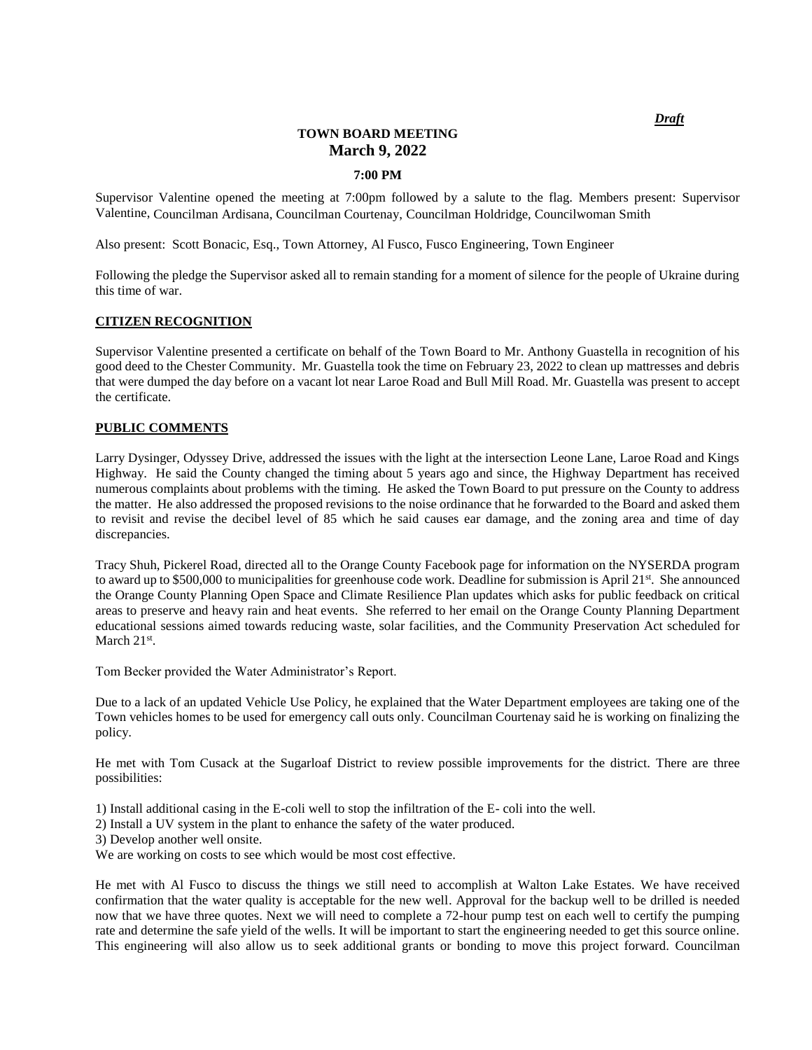***Draft***

# TOWN BOARD MEETING
## March 9, 2022

**7:00 PM**

Supervisor Valentine opened the meeting at 7:00pm followed by a salute to the flag. Members present: Supervisor Valentine, Councilman Ardisana, Councilman Courtenay, Councilman Holdridge, Councilwoman Smith

Also present: Scott Bonacic, Esq., Town Attorney, Al Fusco, Fusco Engineering, Town Engineer

Following the pledge the Supervisor asked all to remain standing for a moment of silence for the people of Ukraine during this time of war.

**CITIZEN RECOGNITION**

Supervisor Valentine presented a certificate on behalf of the Town Board to Mr. Anthony Guastella in recognition of his good deed to the Chester Community. Mr. Guastella took the time on February 23, 2022 to clean up mattresses and debris that were dumped the day before on a vacant lot near Laroe Road and Bull Mill Road. Mr. Guastella was present to accept the certificate.

**PUBLIC COMMENTS**

Larry Dysinger, Odyssey Drive, addressed the issues with the light at the intersection Leone Lane, Laroe Road and Kings Highway. He said the County changed the timing about 5 years ago and since, the Highway Department has received numerous complaints about problems with the timing. He asked the Town Board to put pressure on the County to address the matter. He also addressed the proposed revisions to the noise ordinance that he forwarded to the Board and asked them to revisit and revise the decibel level of 85 which he said causes ear damage, and the zoning area and time of day discrepancies.

Tracy Shuh, Pickerel Road, directed all to the Orange County Facebook page for information on the NYSERDA program to award up to $500,000 to municipalities for greenhouse code work. Deadline for submission is April 21st. She announced the Orange County Planning Open Space and Climate Resilience Plan updates which asks for public feedback on critical areas to preserve and heavy rain and heat events. She referred to her email on the Orange County Planning Department educational sessions aimed towards reducing waste, solar facilities, and the Community Preservation Act scheduled for March 21st.

Tom Becker provided the Water Administrator's Report.

Due to a lack of an updated Vehicle Use Policy, he explained that the Water Department employees are taking one of the Town vehicles homes to be used for emergency call outs only. Councilman Courtenay said he is working on finalizing the policy.

He met with Tom Cusack at the Sugarloaf District to review possible improvements for the district. There are three possibilities:

1) Install additional casing in the E-coli well to stop the infiltration of the E- coli into the well.
2) Install a UV system in the plant to enhance the safety of the water produced.
3) Develop another well onsite.

We are working on costs to see which would be most cost effective.

He met with Al Fusco to discuss the things we still need to accomplish at Walton Lake Estates. We have received confirmation that the water quality is acceptable for the new well. Approval for the backup well to be drilled is needed now that we have three quotes. Next we will need to complete a 72-hour pump test on each well to certify the pumping rate and determine the safe yield of the wells. It will be important to start the engineering needed to get this source online. This engineering will also allow us to seek additional grants or bonding to move this project forward. Councilman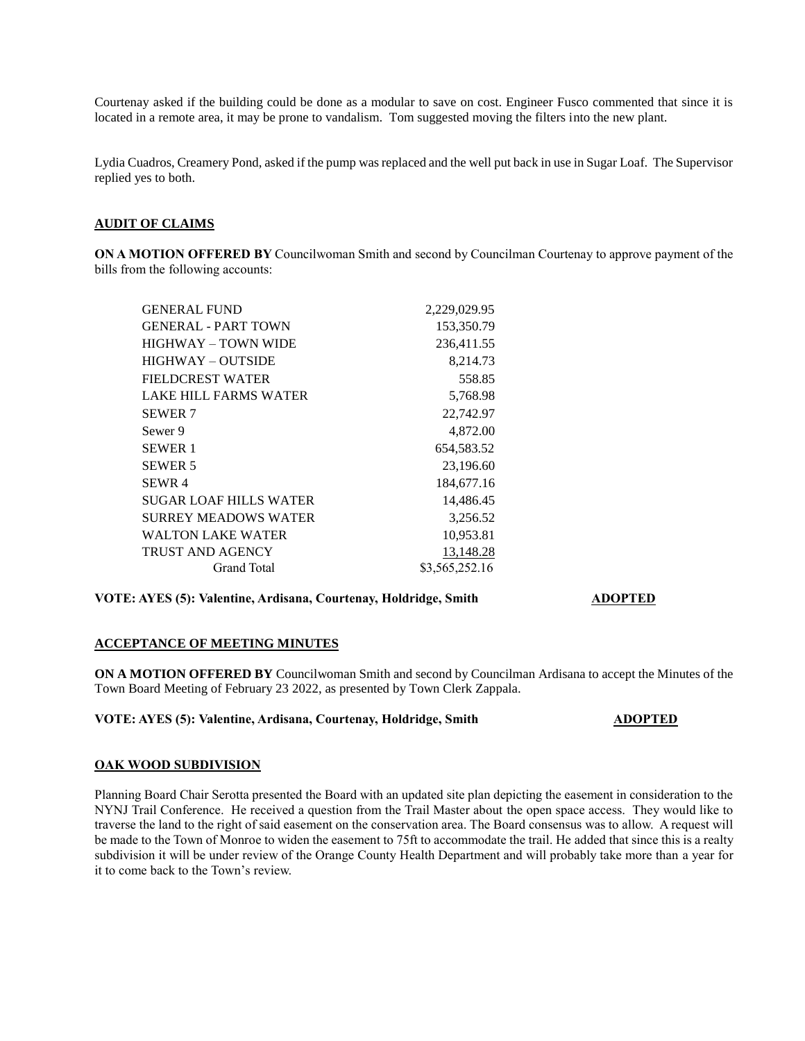Courtenay asked if the building could be done as a modular to save on cost. Engineer Fusco commented that since it is located in a remote area, it may be prone to vandalism. Tom suggested moving the filters into the new plant.

Lydia Cuadros, Creamery Pond, asked if the pump was replaced and the well put back in use in Sugar Loaf. The Supervisor replied yes to both.

## AUDIT OF CLAIMS

**ON A MOTION OFFERED BY** Councilwoman Smith and second by Councilman Courtenay to approve payment of the bills from the following accounts:

| | |
|---|---|
| GENERAL FUND | 2,229,029.95 |
| GENERAL - PART TOWN | 153,350.79 |
| HIGHWAY – TOWN WIDE | 236,411.55 |
| HIGHWAY – OUTSIDE | 8,214.73 |
| FIELDCREST WATER | 558.85 |
| LAKE HILL FARMS WATER | 5,768.98 |
| SEWER 7 | 22,742.97 |
| Sewer 9 | 4,872.00 |
| SEWER 1 | 654,583.52 |
| SEWER 5 | 23,196.60 |
| SEWR 4 | 184,677.16 |
| SUGAR LOAF HILLS WATER | 14,486.45 |
| SURREY MEADOWS WATER | 3,256.52 |
| WALTON LAKE WATER | 10,953.81 |
| TRUST AND AGENCY | 13,148.28 |
| Grand Total | $3,565,252.16 |

**VOTE: AYES (5): Valentine, Ardisana, Courtenay, Holdridge, Smith** **ADOPTED**

## ACCEPTANCE OF MEETING MINUTES

**ON A MOTION OFFERED BY** Councilwoman Smith and second by Councilman Ardisana to accept the Minutes of the Town Board Meeting of February 23 2022, as presented by Town Clerk Zappala.

**VOTE: AYES (5): Valentine, Ardisana, Courtenay, Holdridge, Smith** **ADOPTED**

## OAK WOOD SUBDIVISION

Planning Board Chair Serotta presented the Board with an updated site plan depicting the easement in consideration to the NYNJ Trail Conference. He received a question from the Trail Master about the open space access. They would like to traverse the land to the right of said easement on the conservation area. The Board consensus was to allow. A request will be made to the Town of Monroe to widen the easement to 75ft to accommodate the trail. He added that since this is a realty subdivision it will be under review of the Orange County Health Department and will probably take more than a year for it to come back to the Town's review.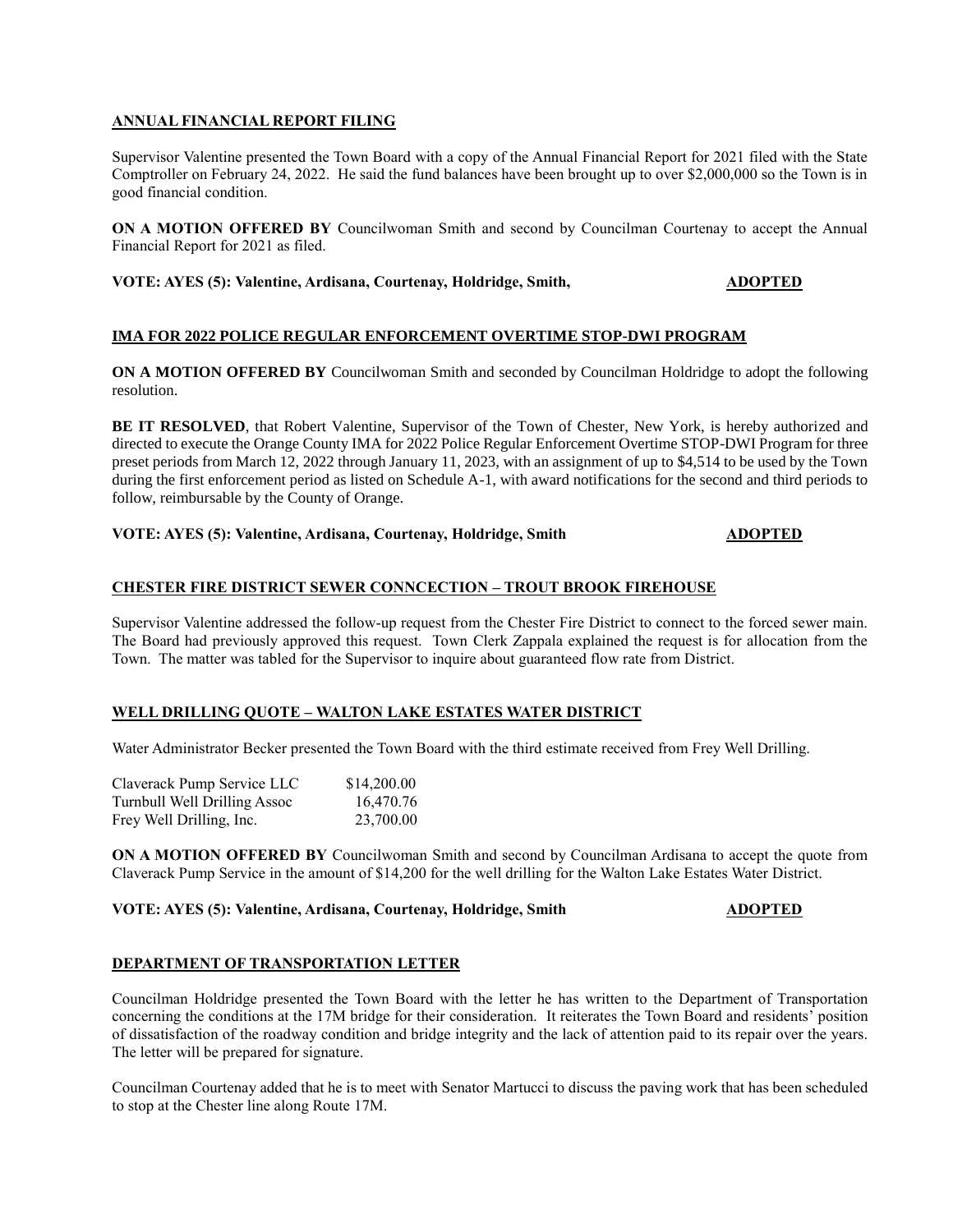## ANNUAL FINANCIAL REPORT FILING

Supervisor Valentine presented the Town Board with a copy of the Annual Financial Report for 2021 filed with the State Comptroller on February 24, 2022. He said the fund balances have been brought up to over $2,000,000 so the Town is in good financial condition.

**ON A MOTION OFFERED BY** Councilwoman Smith and second by Councilman Courtenay to accept the Annual Financial Report for 2021 as filed.

**VOTE: AYES (5): Valentine, Ardisana, Courtenay, Holdridge, Smith,** **ADOPTED**

## IMA FOR 2022 POLICE REGULAR ENFORCEMENT OVERTIME STOP-DWI PROGRAM

**ON A MOTION OFFERED BY** Councilwoman Smith and seconded by Councilman Holdridge to adopt the following resolution.

**BE IT RESOLVED**, that Robert Valentine, Supervisor of the Town of Chester, New York, is hereby authorized and directed to execute the Orange County IMA for 2022 Police Regular Enforcement Overtime STOP-DWI Program for three preset periods from March 12, 2022 through January 11, 2023, with an assignment of up to $4,514 to be used by the Town during the first enforcement period as listed on Schedule A-1, with award notifications for the second and third periods to follow, reimbursable by the County of Orange.

**VOTE: AYES (5): Valentine, Ardisana, Courtenay, Holdridge, Smith** **ADOPTED**

## CHESTER FIRE DISTRICT SEWER CONNCECTION – TROUT BROOK FIREHOUSE

Supervisor Valentine addressed the follow-up request from the Chester Fire District to connect to the forced sewer main. The Board had previously approved this request. Town Clerk Zappala explained the request is for allocation from the Town. The matter was tabled for the Supervisor to inquire about guaranteed flow rate from District.

## WELL DRILLING QUOTE – WALTON LAKE ESTATES WATER DISTRICT

Water Administrator Becker presented the Town Board with the third estimate received from Frey Well Drilling.

| | |
|---|---|
| Claverack Pump Service LLC | $14,200.00 |
| Turnbull Well Drilling Assoc | 16,470.76 |
| Frey Well Drilling, Inc. | 23,700.00 |

**ON A MOTION OFFERED BY** Councilwoman Smith and second by Councilman Ardisana to accept the quote from Claverack Pump Service in the amount of $14,200 for the well drilling for the Walton Lake Estates Water District.

**VOTE: AYES (5): Valentine, Ardisana, Courtenay, Holdridge, Smith** **ADOPTED**

## DEPARTMENT OF TRANSPORTATION LETTER

Councilman Holdridge presented the Town Board with the letter he has written to the Department of Transportation concerning the conditions at the 17M bridge for their consideration. It reiterates the Town Board and residents' position of dissatisfaction of the roadway condition and bridge integrity and the lack of attention paid to its repair over the years. The letter will be prepared for signature.

Councilman Courtenay added that he is to meet with Senator Martucci to discuss the paving work that has been scheduled to stop at the Chester line along Route 17M.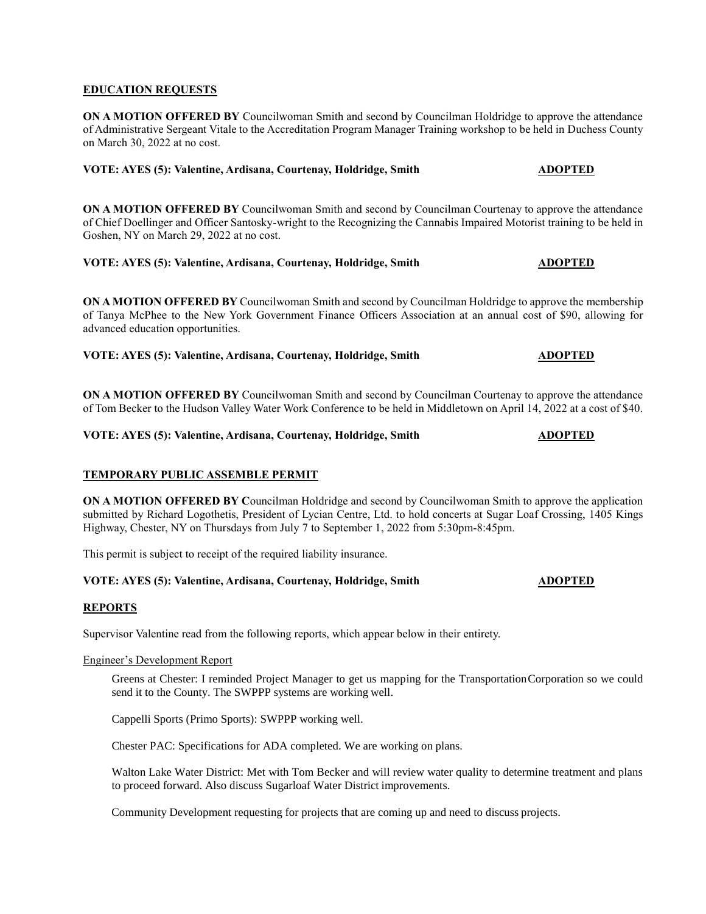## EDUCATION REQUESTS

**ON A MOTION OFFERED BY** Councilwoman Smith and second by Councilman Holdridge to approve the attendance of Administrative Sergeant Vitale to the Accreditation Program Manager Training workshop to be held in Duchess County on March 30, 2022 at no cost.

**VOTE: AYES (5): Valentine, Ardisana, Courtenay, Holdridge, Smith** **ADOPTED**

**ON A MOTION OFFERED BY** Councilwoman Smith and second by Councilman Courtenay to approve the attendance of Chief Doellinger and Officer Santosky-wright to the Recognizing the Cannabis Impaired Motorist training to be held in Goshen, NY on March 29, 2022 at no cost.

**VOTE: AYES (5): Valentine, Ardisana, Courtenay, Holdridge, Smith** **ADOPTED**

**ON A MOTION OFFERED BY** Councilwoman Smith and second by Councilman Holdridge to approve the membership of Tanya McPhee to the New York Government Finance Officers Association at an annual cost of $90, allowing for advanced education opportunities.

**VOTE: AYES (5): Valentine, Ardisana, Courtenay, Holdridge, Smith** **ADOPTED**

**ON A MOTION OFFERED BY** Councilwoman Smith and second by Councilman Courtenay to approve the attendance of Tom Becker to the Hudson Valley Water Work Conference to be held in Middletown on April 14, 2022 at a cost of $40.

**VOTE: AYES (5): Valentine, Ardisana, Courtenay, Holdridge, Smith** **ADOPTED**

## TEMPORARY PUBLIC ASSEMBLE PERMIT

**ON A MOTION OFFERED BY C**ouncilman Holdridge and second by Councilwoman Smith to approve the application submitted by Richard Logothetis, President of Lycian Centre, Ltd. to hold concerts at Sugar Loaf Crossing, 1405 Kings Highway, Chester, NY on Thursdays from July 7 to September 1, 2022 from 5:30pm-8:45pm.

This permit is subject to receipt of the required liability insurance.

**VOTE: AYES (5): Valentine, Ardisana, Courtenay, Holdridge, Smith** **ADOPTED**

## REPORTS

Supervisor Valentine read from the following reports, which appear below in their entirety.

Engineer's Development Report

Greens at Chester: I reminded Project Manager to get us mapping for the Transportation Corporation so we could send it to the County. The SWPPP systems are working well.

Cappelli Sports (Primo Sports): SWPPP working well.

Chester PAC: Specifications for ADA completed. We are working on plans.

Walton Lake Water District: Met with Tom Becker and will review water quality to determine treatment and plans to proceed forward. Also discuss Sugarloaf Water District improvements.

Community Development requesting for projects that are coming up and need to discuss projects.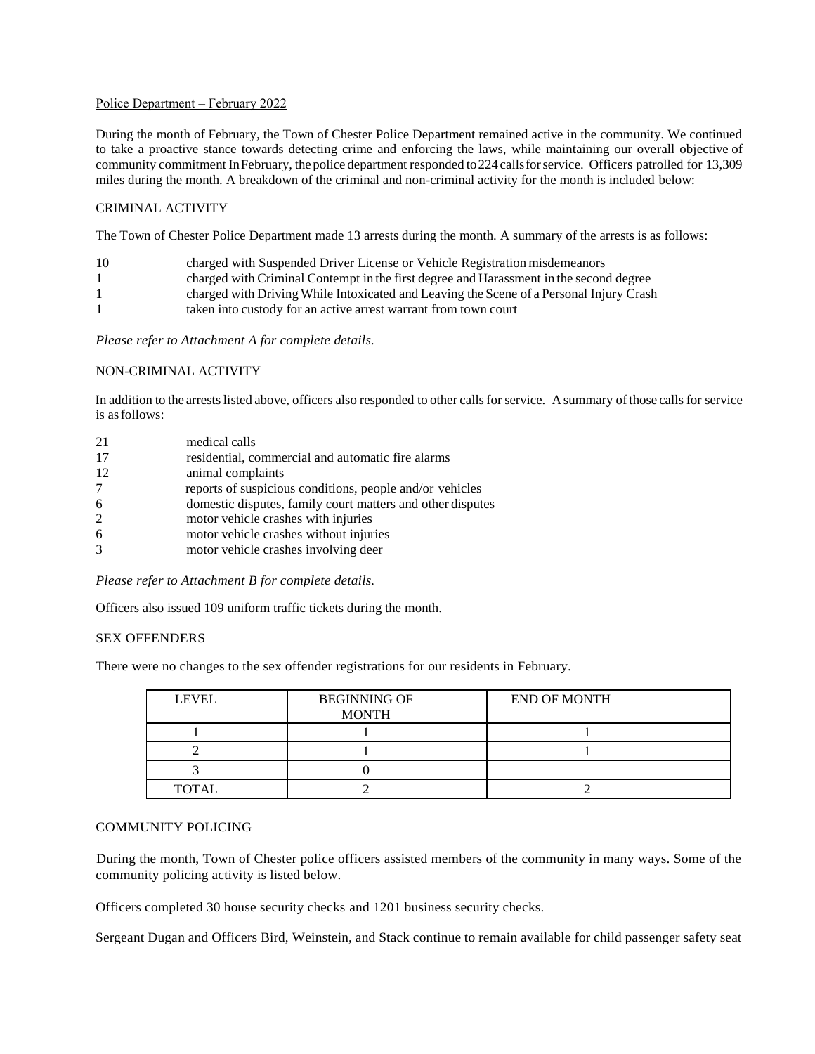Police Department – February 2022

During the month of February, the Town of Chester Police Department remained active in the community. We continued to take a proactive stance towards detecting crime and enforcing the laws, while maintaining our overall objective of community commitment In February, the police department responded to 224 calls for service. Officers patrolled for 13,309 miles during the month. A breakdown of the criminal and non-criminal activity for the month is included below:

## CRIMINAL ACTIVITY

The Town of Chester Police Department made 13 arrests during the month. A summary of the arrests is as follows:

| | |
|---|---|
| 10 | charged with Suspended Driver License or Vehicle Registration misdemeanors |
| 1 | charged with Criminal Contempt in the first degree and Harassment in the second degree |
| 1 | charged with Driving While Intoxicated and Leaving the Scene of a Personal Injury Crash |
| 1 | taken into custody for an active arrest warrant from town court |

*Please refer to Attachment A for complete details.*

## NON-CRIMINAL ACTIVITY

In addition to the arrests listed above, officers also responded to other calls for service. A summary of those calls for service is as follows:

| | |
|---|---|
| 21 | medical calls |
| 17 | residential, commercial and automatic fire alarms |
| 12 | animal complaints |
| 7 | reports of suspicious conditions, people and/or vehicles |
| 6 | domestic disputes, family court matters and other disputes |
| 2 | motor vehicle crashes with injuries |
| 6 | motor vehicle crashes without injuries |
| 3 | motor vehicle crashes involving deer |

*Please refer to Attachment B for complete details.*

Officers also issued 109 uniform traffic tickets during the month.

## SEX OFFENDERS

There were no changes to the sex offender registrations for our residents in February.

| LEVEL | BEGINNING OF MONTH | END OF MONTH |
|---|---|---|
| 1 | 1 | 1 |
| 2 | 1 | 1 |
| 3 | 0 | |
| TOTAL | 2 | 2 |

## COMMUNITY POLICING

During the month, Town of Chester police officers assisted members of the community in many ways. Some of the community policing activity is listed below.

Officers completed 30 house security checks and 1201 business security checks.

Sergeant Dugan and Officers Bird, Weinstein, and Stack continue to remain available for child passenger safety seat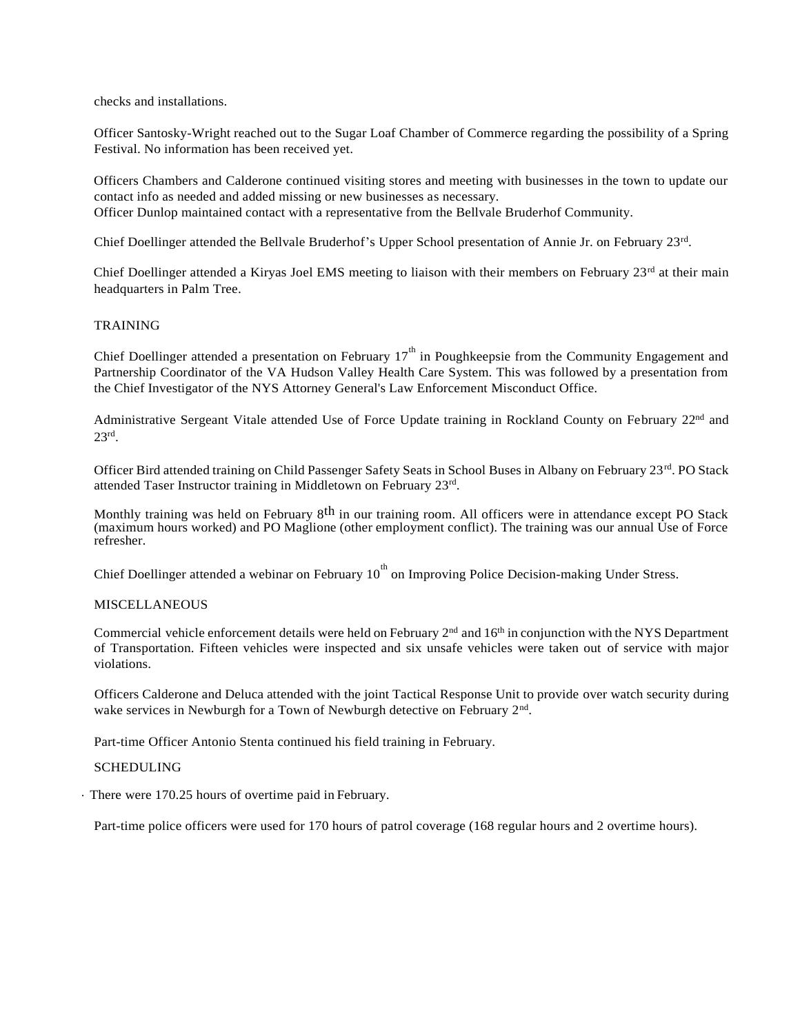checks and installations.

Officer Santosky-Wright reached out to the Sugar Loaf Chamber of Commerce regarding the possibility of a Spring Festival. No information has been received yet.

Officers Chambers and Calderone continued visiting stores and meeting with businesses in the town to update our contact info as needed and added missing or new businesses as necessary.
Officer Dunlop maintained contact with a representative from the Bellvale Bruderhof Community.

Chief Doellinger attended the Bellvale Bruderhof's Upper School presentation of Annie Jr. on February 23rd.

Chief Doellinger attended a Kiryas Joel EMS meeting to liaison with their members on February 23rd at their main headquarters in Palm Tree.

## TRAINING

Chief Doellinger attended a presentation on February 17th in Poughkeepsie from the Community Engagement and Partnership Coordinator of the VA Hudson Valley Health Care System. This was followed by a presentation from the Chief Investigator of the NYS Attorney General's Law Enforcement Misconduct Office.

Administrative Sergeant Vitale attended Use of Force Update training in Rockland County on February 22nd and 23rd.

Officer Bird attended training on Child Passenger Safety Seats in School Buses in Albany on February 23rd. PO Stack attended Taser Instructor training in Middletown on February 23rd.

Monthly training was held on February 8th in our training room. All officers were in attendance except PO Stack (maximum hours worked) and PO Maglione (other employment conflict). The training was our annual Use of Force refresher.

Chief Doellinger attended a webinar on February 10th on Improving Police Decision-making Under Stress.

## MISCELLANEOUS

Commercial vehicle enforcement details were held on February 2nd and 16th in conjunction with the NYS Department of Transportation. Fifteen vehicles were inspected and six unsafe vehicles were taken out of service with major violations.

Officers Calderone and Deluca attended with the joint Tactical Response Unit to provide over watch security during wake services in Newburgh for a Town of Newburgh detective on February 2nd.

Part-time Officer Antonio Stenta continued his field training in February.

## SCHEDULING

- There were 170.25 hours of overtime paid in February.

Part-time police officers were used for 170 hours of patrol coverage (168 regular hours and 2 overtime hours).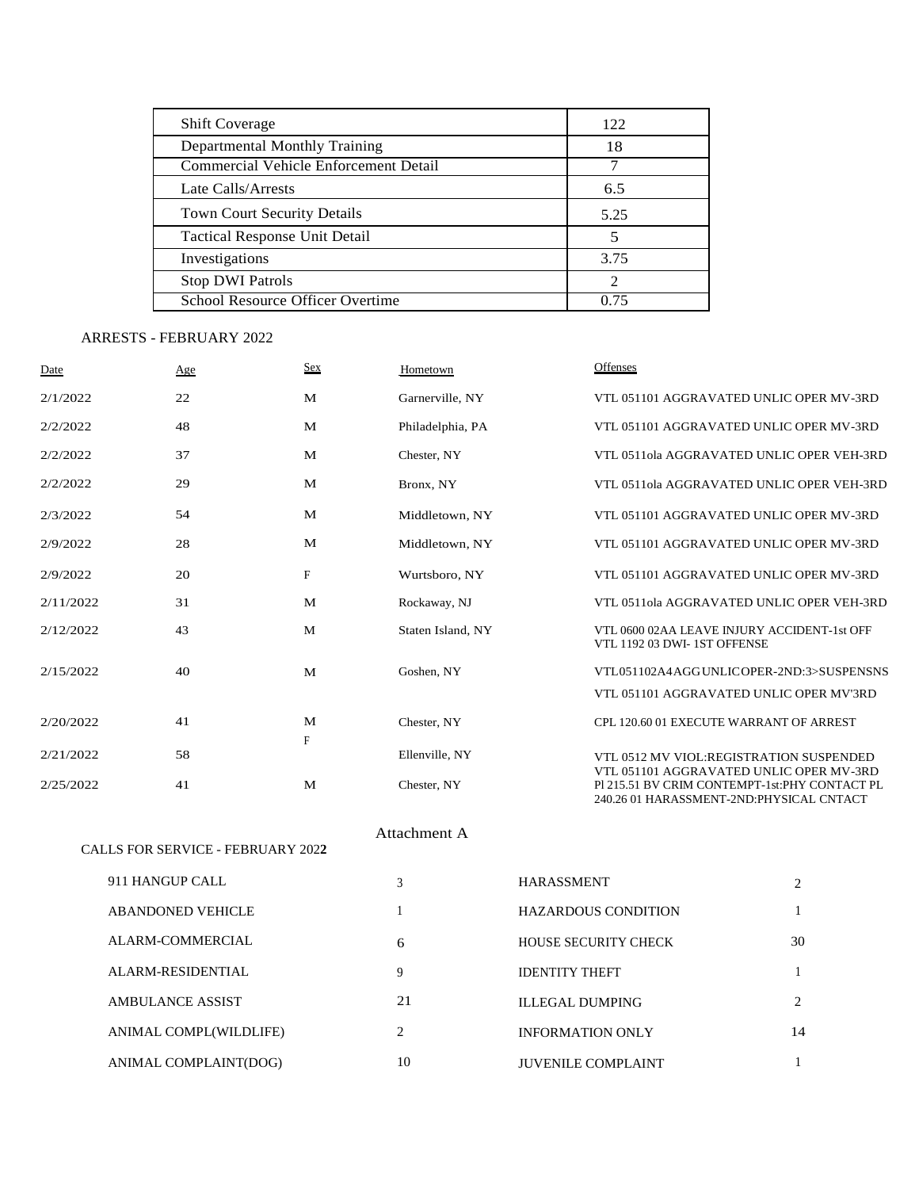| | |
|---|---|
| Shift Coverage | 122 |
| Departmental Monthly Training | 18 |
| Commercial Vehicle Enforcement Detail | 7 |
| Late Calls/Arrests | 6.5 |
| Town Court Security Details | 5.25 |
| Tactical Response Unit Detail | 5 |
| Investigations | 3.75 |
| Stop DWI Patrols | 2 |
| School Resource Officer Overtime | 0.75 |

ARRESTS - FEBRUARY 2022

| Date | Age | Sex | Hometown | Offenses |
|---|---|---|---|---|
| 2/1/2022 | 22 | M | Garnerville, NY | VTL 051101 AGGRAVATED UNLIC OPER MV-3RD |
| 2/2/2022 | 48 | M | Philadelphia, PA | VTL 051101 AGGRAVATED UNLIC OPER MV-3RD |
| 2/2/2022 | 37 | M | Chester, NY | VTL 0511ola AGGRAVATED UNLIC OPER VEH-3RD |
| 2/2/2022 | 29 | M | Bronx, NY | VTL 0511ola AGGRAVATED UNLIC OPER VEH-3RD |
| 2/3/2022 | 54 | M | Middletown, NY | VTL 051101 AGGRAVATED UNLIC OPER MV-3RD |
| 2/9/2022 | 28 | M | Middletown, NY | VTL 051101 AGGRAVATED UNLIC OPER MV-3RD |
| 2/9/2022 | 20 | F | Wurtsboro, NY | VTL 051101 AGGRAVATED UNLIC OPER MV-3RD |
| 2/11/2022 | 31 | M | Rockaway, NJ | VTL 0511ola AGGRAVATED UNLIC OPER VEH-3RD |
| 2/12/2022 | 43 | M | Staten Island, NY | VTL 0600 02AA LEAVE INJURY ACCIDENT-1st OFF<br>VTL 1192 03 DWI- 1ST OFFENSE |
| 2/15/2022 | 40 | M | Goshen, NY | VTL051102A4AGGUNLICOPER-2ND:3>SUSPENSNS<br>VTL 051101 AGGRAVATED UNLIC OPER MV'3RD |
| 2/20/2022 | 41 | M | Chester, NY | CPL 120.60 01 EXECUTE WARRANT OF ARREST |
| 2/21/2022 | 58 | F | Ellenville, NY | VTL 0512 MV VIOL:REGISTRATION SUSPENDED<br>VTL 051101 AGGRAVATED UNLIC OPER MV-3RD |
| 2/25/2022 | 41 | M | Chester, NY | Pl 215.51 BV CRIM CONTEMPT-1st:PHY CONTACT PL<br>240.26 01 HARASSMENT-2ND:PHYSICAL CNTACT |

Attachment A

CALLS FOR SERVICE - FEBRUARY 202**2**

| | | | |
|---|---|---|---|
| 911 HANGUP CALL | 3 | HARASSMENT | 2 |
| ABANDONED VEHICLE | 1 | HAZARDOUS CONDITION | 1 |
| ALARM-COMMERCIAL | 6 | HOUSE SECURITY CHECK | 30 |
| ALARM-RESIDENTIAL | 9 | IDENTITY THEFT | 1 |
| AMBULANCE ASSIST | 21 | ILLEGAL DUMPING | 2 |
| ANIMAL COMPL(WILDLIFE) | 2 | INFORMATION ONLY | 14 |
| ANIMAL COMPLAINT(DOG) | 10 | JUVENILE COMPLAINT | 1 |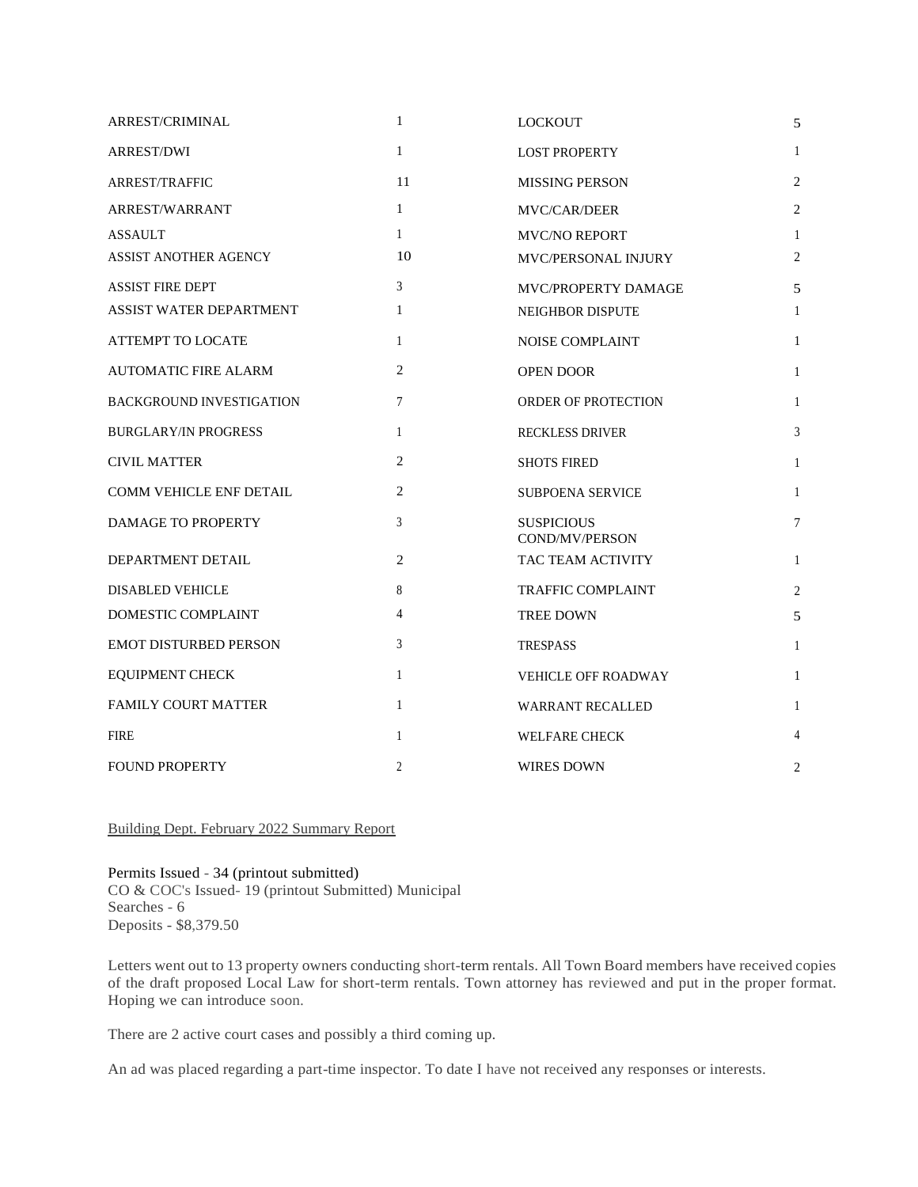| | | | |
|---|---|---|---|
| ARREST/CRIMINAL | 1 | LOCKOUT | 5 |
| ARREST/DWI | 1 | LOST PROPERTY | 1 |
| ARREST/TRAFFIC | 11 | MISSING PERSON | 2 |
| ARREST/WARRANT | 1 | MVC/CAR/DEER | 2 |
| ASSAULT | 1 | MVC/NO REPORT | 1 |
| ASSIST ANOTHER AGENCY | 10 | MVC/PERSONAL INJURY | 2 |
| ASSIST FIRE DEPT | 3 | MVC/PROPERTY DAMAGE | 5 |
| ASSIST WATER DEPARTMENT | 1 | NEIGHBOR DISPUTE | 1 |
| ATTEMPT TO LOCATE | 1 | NOISE COMPLAINT | 1 |
| AUTOMATIC FIRE ALARM | 2 | OPEN DOOR | 1 |
| BACKGROUND INVESTIGATION | 7 | ORDER OF PROTECTION | 1 |
| BURGLARY/IN PROGRESS | 1 | RECKLESS DRIVER | 3 |
| CIVIL MATTER | 2 | SHOTS FIRED | 1 |
| COMM VEHICLE ENF DETAIL | 2 | SUBPOENA SERVICE | 1 |
| DAMAGE TO PROPERTY | 3 | SUSPICIOUS COND/MV/PERSON | 7 |
| DEPARTMENT DETAIL | 2 | TAC TEAM ACTIVITY | 1 |
| DISABLED VEHICLE | 8 | TRAFFIC COMPLAINT | 2 |
| DOMESTIC COMPLAINT | 4 | TREE DOWN | 5 |
| EMOT DISTURBED PERSON | 3 | TRESPASS | 1 |
| EQUIPMENT CHECK | 1 | VEHICLE OFF ROADWAY | 1 |
| FAMILY COURT MATTER | 1 | WARRANT RECALLED | 1 |
| FIRE | 1 | WELFARE CHECK | 4 |
| FOUND PROPERTY | 2 | WIRES DOWN | 2 |

Building Dept. February 2022 Summary Report

Permits Issued - 34 (printout submitted)
CO & COC's Issued- 19 (printout Submitted) Municipal
Searches - 6
Deposits - $8,379.50

Letters went out to 13 property owners conducting short-term rentals. All Town Board members have received copies of the draft proposed Local Law for short-term rentals. Town attorney has reviewed and put in the proper format. Hoping we can introduce soon.

There are 2 active court cases and possibly a third coming up.

An ad was placed regarding a part-time inspector. To date I have not received any responses or interests.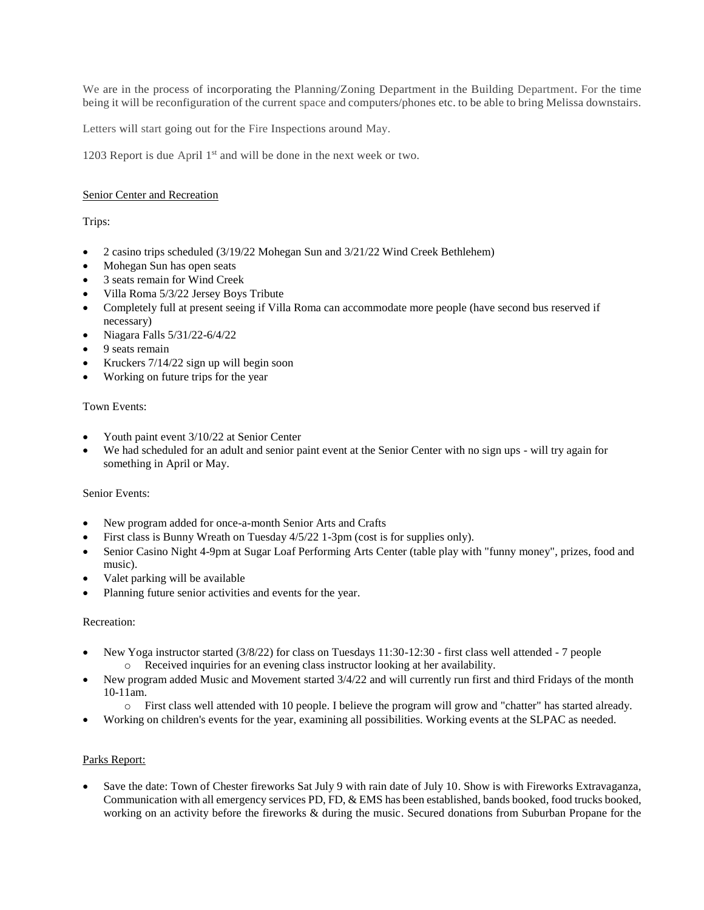We are in the process of incorporating the Planning/Zoning Department in the Building Department. For the time being it will be reconfiguration of the current space and computers/phones etc. to be able to bring Melissa downstairs.

Letters will start going out for the Fire Inspections around May.

1203 Report is due April 1st and will be done in the next week or two.

<u>Senior Center and Recreation</u>

Trips:

- 2 casino trips scheduled (3/19/22 Mohegan Sun and 3/21/22 Wind Creek Bethlehem)
- Mohegan Sun has open seats
- 3 seats remain for Wind Creek
- Villa Roma 5/3/22 Jersey Boys Tribute
- Completely full at present seeing if Villa Roma can accommodate more people (have second bus reserved if necessary)
- Niagara Falls 5/31/22-6/4/22
- 9 seats remain
- Kruckers 7/14/22 sign up will begin soon
- Working on future trips for the year

Town Events:

- Youth paint event 3/10/22 at Senior Center
- We had scheduled for an adult and senior paint event at the Senior Center with no sign ups - will try again for something in April or May.

Senior Events:

- New program added for once-a-month Senior Arts and Crafts
- First class is Bunny Wreath on Tuesday 4/5/22 1-3pm (cost is for supplies only).
- Senior Casino Night 4-9pm at Sugar Loaf Performing Arts Center (table play with "funny money", prizes, food and music).
- Valet parking will be available
- Planning future senior activities and events for the year.

Recreation:

- New Yoga instructor started (3/8/22) for class on Tuesdays 11:30-12:30 - first class well attended - 7 people
  - Received inquiries for an evening class instructor looking at her availability.
- New program added Music and Movement started 3/4/22 and will currently run first and third Fridays of the month 10-11am.
  - First class well attended with 10 people. I believe the program will grow and "chatter" has started already.
- Working on children's events for the year, examining all possibilities. Working events at the SLPAC as needed.

<u>Parks Report:</u>

- Save the date: Town of Chester fireworks Sat July 9 with rain date of July 10. Show is with Fireworks Extravaganza, Communication with all emergency services PD, FD, & EMS has been established, bands booked, food trucks booked, working on an activity before the fireworks & during the music. Secured donations from Suburban Propane for the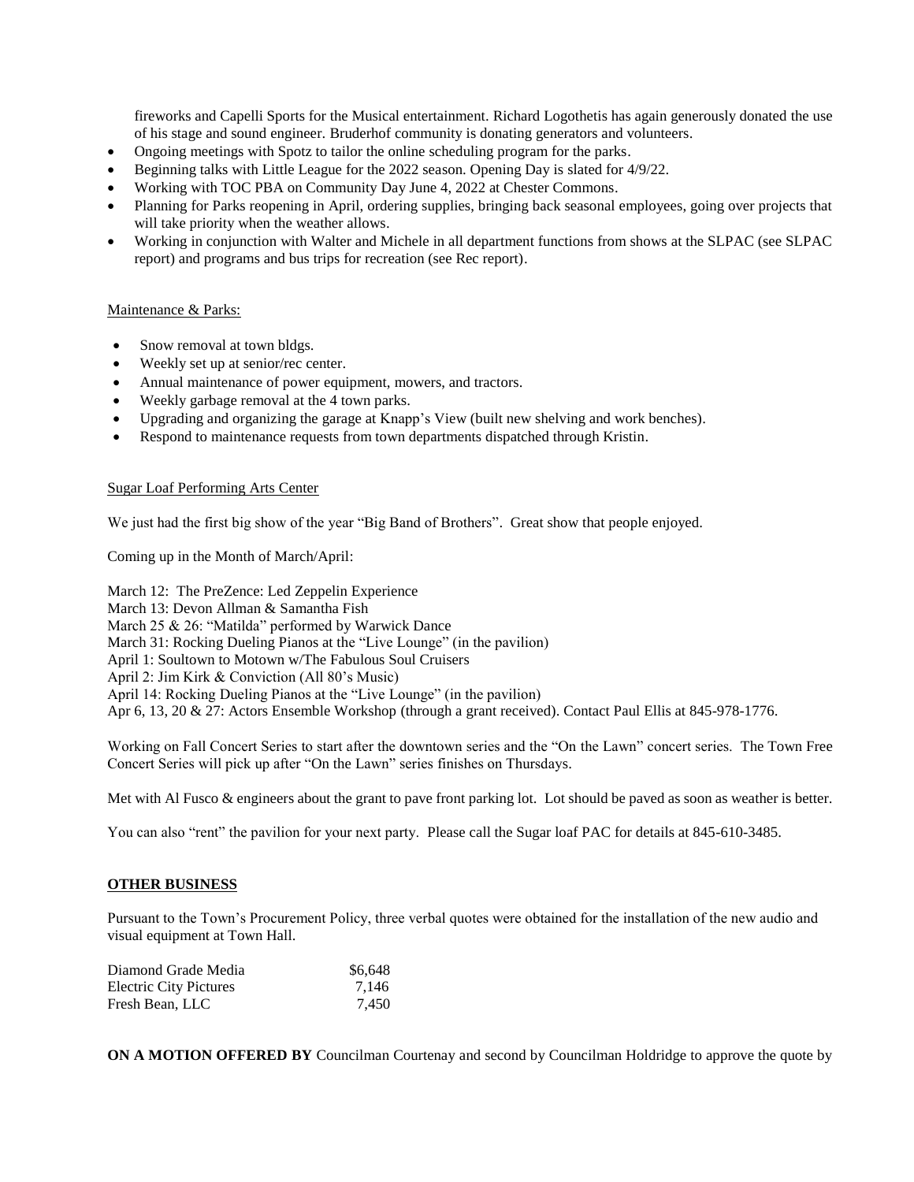fireworks and Capelli Sports for the Musical entertainment. Richard Logothetis has again generously donated the use of his stage and sound engineer. Bruderhof community is donating generators and volunteers.

- Ongoing meetings with Spotz to tailor the online scheduling program for the parks.
- Beginning talks with Little League for the 2022 season. Opening Day is slated for 4/9/22.
- Working with TOC PBA on Community Day June 4, 2022 at Chester Commons.
- Planning for Parks reopening in April, ordering supplies, bringing back seasonal employees, going over projects that will take priority when the weather allows.
- Working in conjunction with Walter and Michele in all department functions from shows at the SLPAC (see SLPAC report) and programs and bus trips for recreation (see Rec report).

Maintenance & Parks:

- Snow removal at town bldgs.
- Weekly set up at senior/rec center.
- Annual maintenance of power equipment, mowers, and tractors.
- Weekly garbage removal at the 4 town parks.
- Upgrading and organizing the garage at Knapp's View (built new shelving and work benches).
- Respond to maintenance requests from town departments dispatched through Kristin.

Sugar Loaf Performing Arts Center

We just had the first big show of the year "Big Band of Brothers". Great show that people enjoyed.

Coming up in the Month of March/April:

March 12: The PreZence: Led Zeppelin Experience
March 13: Devon Allman & Samantha Fish
March 25 & 26: "Matilda" performed by Warwick Dance
March 31: Rocking Dueling Pianos at the "Live Lounge" (in the pavilion)
April 1: Soultown to Motown w/The Fabulous Soul Cruisers
April 2: Jim Kirk & Conviction (All 80's Music)
April 14: Rocking Dueling Pianos at the "Live Lounge" (in the pavilion)
Apr 6, 13, 20 & 27: Actors Ensemble Workshop (through a grant received). Contact Paul Ellis at 845-978-1776.

Working on Fall Concert Series to start after the downtown series and the "On the Lawn" concert series. The Town Free Concert Series will pick up after "On the Lawn" series finishes on Thursdays.

Met with Al Fusco & engineers about the grant to pave front parking lot. Lot should be paved as soon as weather is better.

You can also "rent" the pavilion for your next party. Please call the Sugar loaf PAC for details at 845-610-3485.

**OTHER BUSINESS**

Pursuant to the Town's Procurement Policy, three verbal quotes were obtained for the installation of the new audio and visual equipment at Town Hall.

| | |
|---|---|
| Diamond Grade Media | $6,648 |
| Electric City Pictures | 7,146 |
| Fresh Bean, LLC | 7,450 |

**ON A MOTION OFFERED BY** Councilman Courtenay and second by Councilman Holdridge to approve the quote by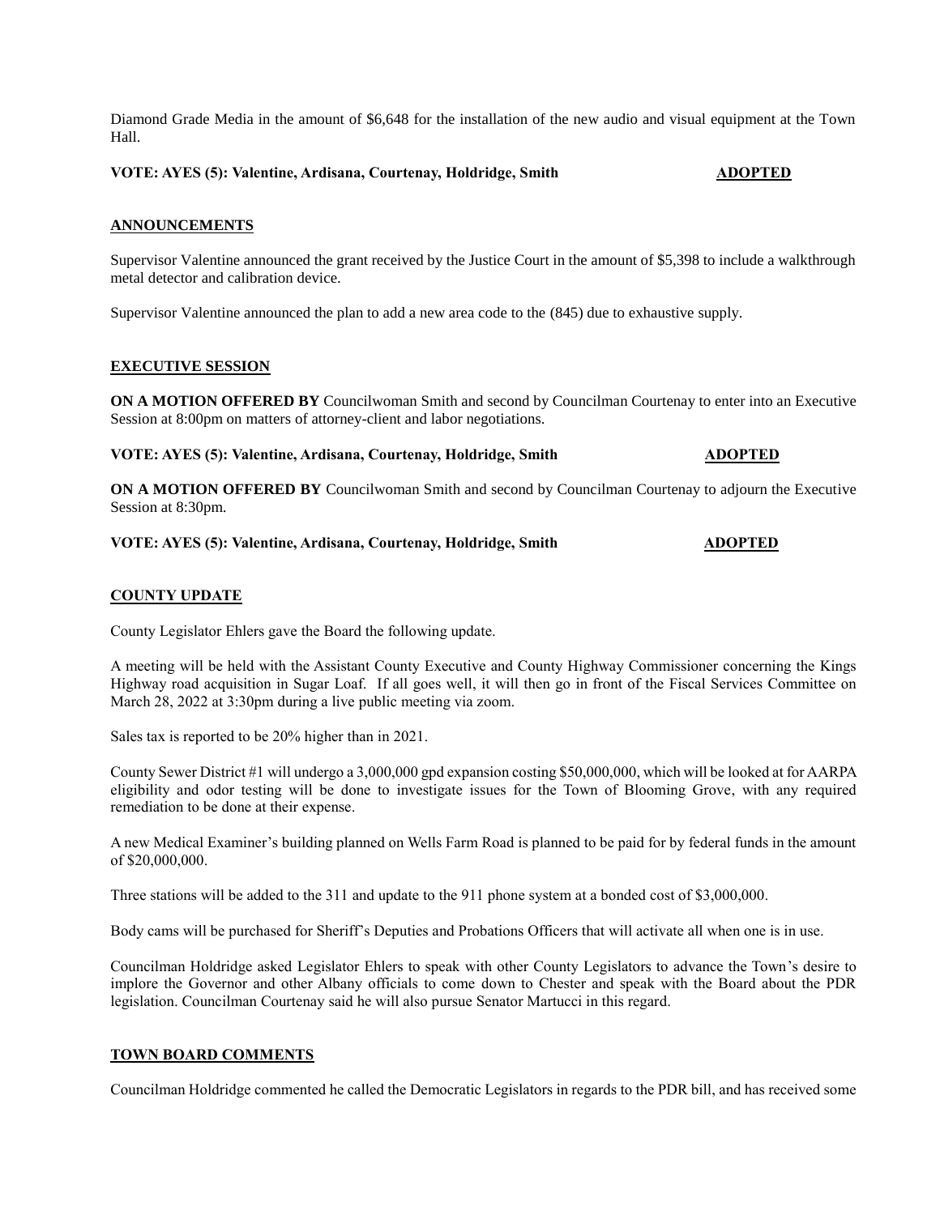Diamond Grade Media in the amount of $6,648 for the installation of the new audio and visual equipment at the Town Hall.

**VOTE: AYES (5): Valentine, Ardisana, Courtenay, Holdridge, Smith** **ADOPTED**

## ANNOUNCEMENTS

Supervisor Valentine announced the grant received by the Justice Court in the amount of $5,398 to include a walkthrough metal detector and calibration device.

Supervisor Valentine announced the plan to add a new area code to the (845) due to exhaustive supply.

## EXECUTIVE SESSION

**ON A MOTION OFFERED BY** Councilwoman Smith and second by Councilman Courtenay to enter into an Executive Session at 8:00pm on matters of attorney-client and labor negotiations.

**VOTE: AYES (5): Valentine, Ardisana, Courtenay, Holdridge, Smith** **ADOPTED**

**ON A MOTION OFFERED BY** Councilwoman Smith and second by Councilman Courtenay to adjourn the Executive Session at 8:30pm.

**VOTE: AYES (5): Valentine, Ardisana, Courtenay, Holdridge, Smith** **ADOPTED**

## COUNTY UPDATE

County Legislator Ehlers gave the Board the following update.

A meeting will be held with the Assistant County Executive and County Highway Commissioner concerning the Kings Highway road acquisition in Sugar Loaf. If all goes well, it will then go in front of the Fiscal Services Committee on March 28, 2022 at 3:30pm during a live public meeting via zoom.

Sales tax is reported to be 20% higher than in 2021.

County Sewer District #1 will undergo a 3,000,000 gpd expansion costing $50,000,000, which will be looked at for AARPA eligibility and odor testing will be done to investigate issues for the Town of Blooming Grove, with any required remediation to be done at their expense.

A new Medical Examiner's building planned on Wells Farm Road is planned to be paid for by federal funds in the amount of $20,000,000.

Three stations will be added to the 311 and update to the 911 phone system at a bonded cost of $3,000,000.

Body cams will be purchased for Sheriff's Deputies and Probations Officers that will activate all when one is in use.

Councilman Holdridge asked Legislator Ehlers to speak with other County Legislators to advance the Town's desire to implore the Governor and other Albany officials to come down to Chester and speak with the Board about the PDR legislation. Councilman Courtenay said he will also pursue Senator Martucci in this regard.

## TOWN BOARD COMMENTS

Councilman Holdridge commented he called the Democratic Legislators in regards to the PDR bill, and has received some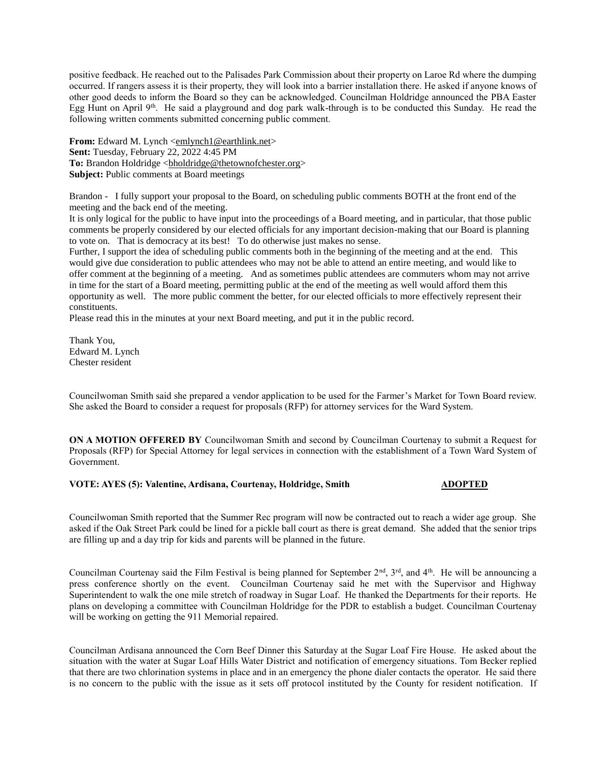positive feedback. He reached out to the Palisades Park Commission about their property on Laroe Rd where the dumping occurred. If rangers assess it is their property, they will look into a barrier installation there. He asked if anyone knows of other good deeds to inform the Board so they can be acknowledged. Councilman Holdridge announced the PBA Easter Egg Hunt on April 9th. He said a playground and dog park walk-through is to be conducted this Sunday. He read the following written comments submitted concerning public comment.

**From:** Edward M. Lynch <emlynch1@earthlink.net>
**Sent:** Tuesday, February 22, 2022 4:45 PM
**To:** Brandon Holdridge <bholdridge@thetownofchester.org>
**Subject:** Public comments at Board meetings

Brandon - I fully support your proposal to the Board, on scheduling public comments BOTH at the front end of the meeting and the back end of the meeting.
It is only logical for the public to have input into the proceedings of a Board meeting, and in particular, that those public comments be properly considered by our elected officials for any important decision-making that our Board is planning to vote on. That is democracy at its best! To do otherwise just makes no sense.
Further, I support the idea of scheduling public comments both in the beginning of the meeting and at the end. This would give due consideration to public attendees who may not be able to attend an entire meeting, and would like to offer comment at the beginning of a meeting. And as sometimes public attendees are commuters whom may not arrive in time for the start of a Board meeting, permitting public at the end of the meeting as well would afford them this opportunity as well. The more public comment the better, for our elected officials to more effectively represent their constituents.
Please read this in the minutes at your next Board meeting, and put it in the public record.

Thank You,
Edward M. Lynch
Chester resident

Councilwoman Smith said she prepared a vendor application to be used for the Farmer's Market for Town Board review. She asked the Board to consider a request for proposals (RFP) for attorney services for the Ward System.

**ON A MOTION OFFERED BY** Councilwoman Smith and second by Councilman Courtenay to submit a Request for Proposals (RFP) for Special Attorney for legal services in connection with the establishment of a Town Ward System of Government.

**VOTE: AYES (5): Valentine, Ardisana, Courtenay, Holdridge, Smith** **ADOPTED**

Councilwoman Smith reported that the Summer Rec program will now be contracted out to reach a wider age group. She asked if the Oak Street Park could be lined for a pickle ball court as there is great demand. She added that the senior trips are filling up and a day trip for kids and parents will be planned in the future.

Councilman Courtenay said the Film Festival is being planned for September 2nd, 3rd, and 4th. He will be announcing a press conference shortly on the event. Councilman Courtenay said he met with the Supervisor and Highway Superintendent to walk the one mile stretch of roadway in Sugar Loaf. He thanked the Departments for their reports. He plans on developing a committee with Councilman Holdridge for the PDR to establish a budget. Councilman Courtenay will be working on getting the 911 Memorial repaired.

Councilman Ardisana announced the Corn Beef Dinner this Saturday at the Sugar Loaf Fire House. He asked about the situation with the water at Sugar Loaf Hills Water District and notification of emergency situations. Tom Becker replied that there are two chlorination systems in place and in an emergency the phone dialer contacts the operator. He said there is no concern to the public with the issue as it sets off protocol instituted by the County for resident notification. If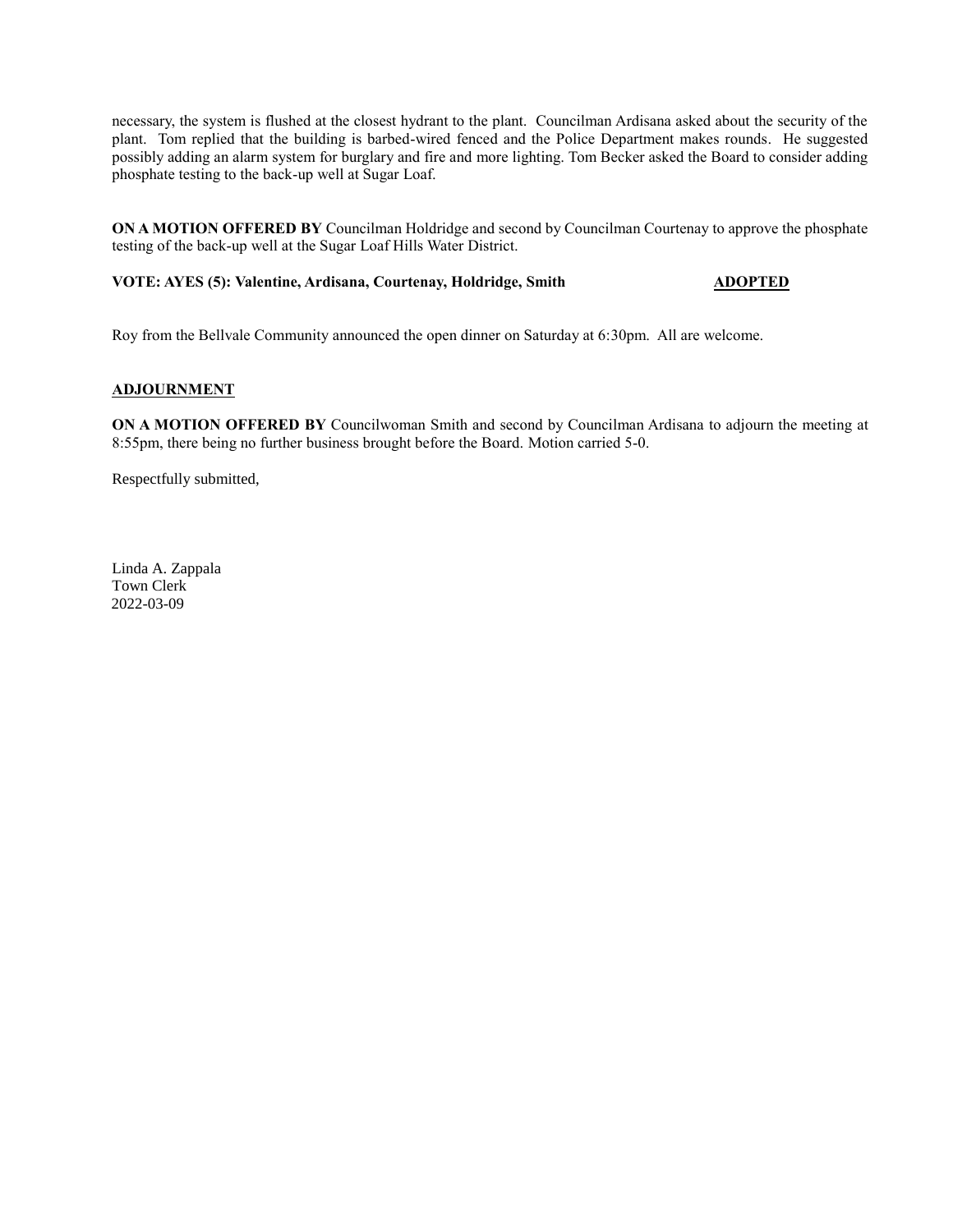necessary, the system is flushed at the closest hydrant to the plant. Councilman Ardisana asked about the security of the plant. Tom replied that the building is barbed-wired fenced and the Police Department makes rounds. He suggested possibly adding an alarm system for burglary and fire and more lighting. Tom Becker asked the Board to consider adding phosphate testing to the back-up well at Sugar Loaf.

**ON A MOTION OFFERED BY** Councilman Holdridge and second by Councilman Courtenay to approve the phosphate testing of the back-up well at the Sugar Loaf Hills Water District.

**VOTE: AYES (5): Valentine, Ardisana, Courtenay, Holdridge, Smith** **ADOPTED**

Roy from the Bellvale Community announced the open dinner on Saturday at 6:30pm. All are welcome.

## ADJOURNMENT

**ON A MOTION OFFERED BY** Councilwoman Smith and second by Councilman Ardisana to adjourn the meeting at 8:55pm, there being no further business brought before the Board. Motion carried 5-0.

Respectfully submitted,

Linda A. Zappala
Town Clerk
2022-03-09